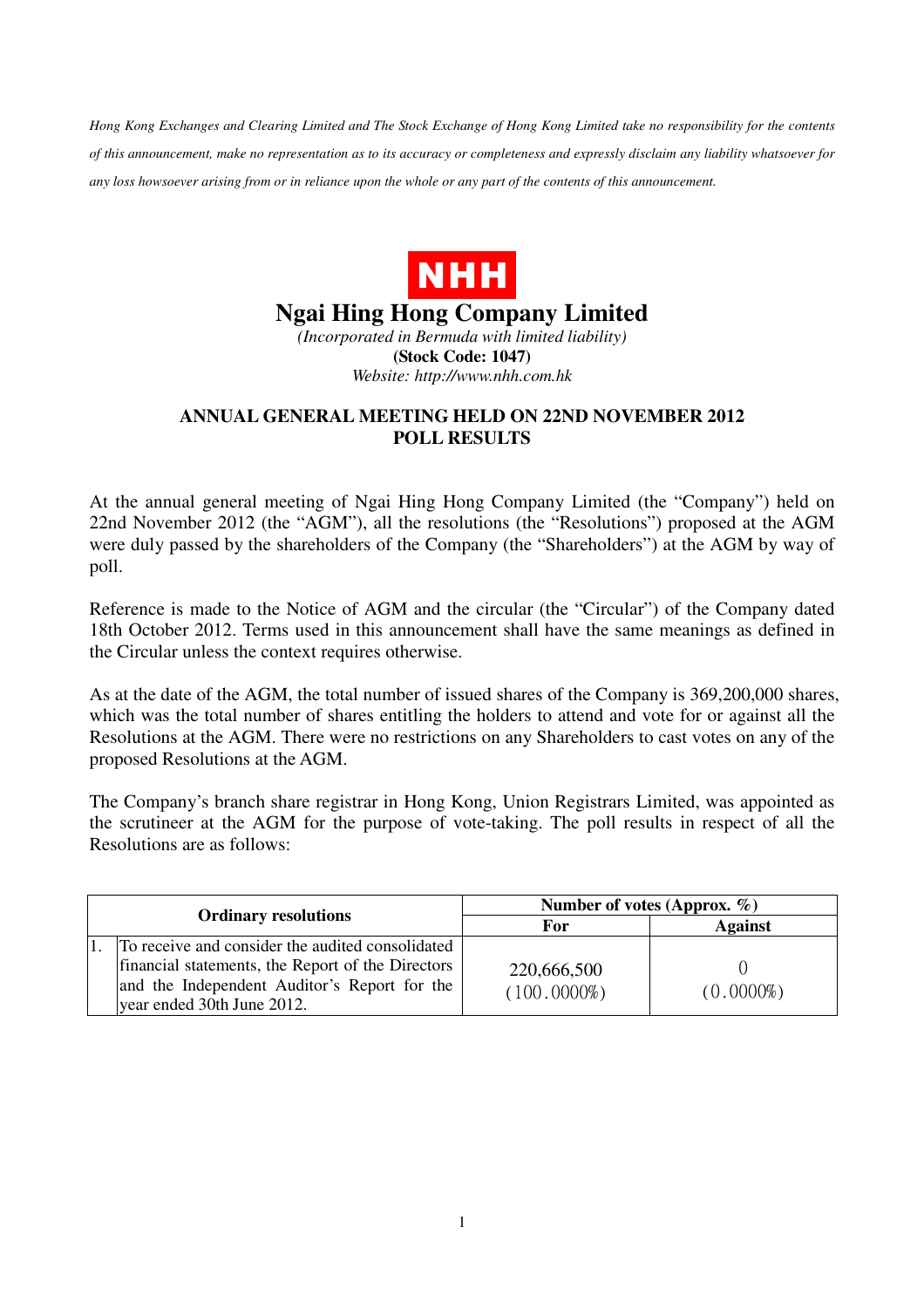*Hong Kong Exchanges and Clearing Limited and The Stock Exchange of Hong Kong Limited take no responsibility for the contents of this announcement, make no representation as to its accuracy or completeness and expressly disclaim any liability whatsoever for any loss howsoever arising from or in reliance upon the whole or any part of the contents of this announcement.*

NHH

# Ngai Hing Hong Company Limited

*(Incorporated in Bermuda with limited liability)*
**(Stock Code: 1047)**
*Website: http://www.nhh.com.hk*

## ANNUAL GENERAL MEETING HELD ON 22ND NOVEMBER 2012 POLL RESULTS

At the annual general meeting of Ngai Hing Hong Company Limited (the "Company") held on 22nd November 2012 (the "AGM"), all the resolutions (the "Resolutions") proposed at the AGM were duly passed by the shareholders of the Company (the "Shareholders") at the AGM by way of poll.

Reference is made to the Notice of AGM and the circular (the "Circular") of the Company dated 18th October 2012. Terms used in this announcement shall have the same meanings as defined in the Circular unless the context requires otherwise.

As at the date of the AGM, the total number of issued shares of the Company is 369,200,000 shares, which was the total number of shares entitling the holders to attend and vote for or against all the Resolutions at the AGM. There were no restrictions on any Shareholders to cast votes on any of the proposed Resolutions at the AGM.

The Company's branch share registrar in Hong Kong, Union Registrars Limited, was appointed as the scrutineer at the AGM for the purpose of vote-taking. The poll results in respect of all the Resolutions are as follows:

| Ordinary resolutions | | Number of votes (Approx. %) | |
|---|---|---|---|
| | | For | Against |
| 1. | To receive and consider the audited consolidated financial statements, the Report of the Directors and the Independent Auditor's Report for the year ended 30th June 2012. | 220,666,500 (100.0000%) | 0 (0.0000%) |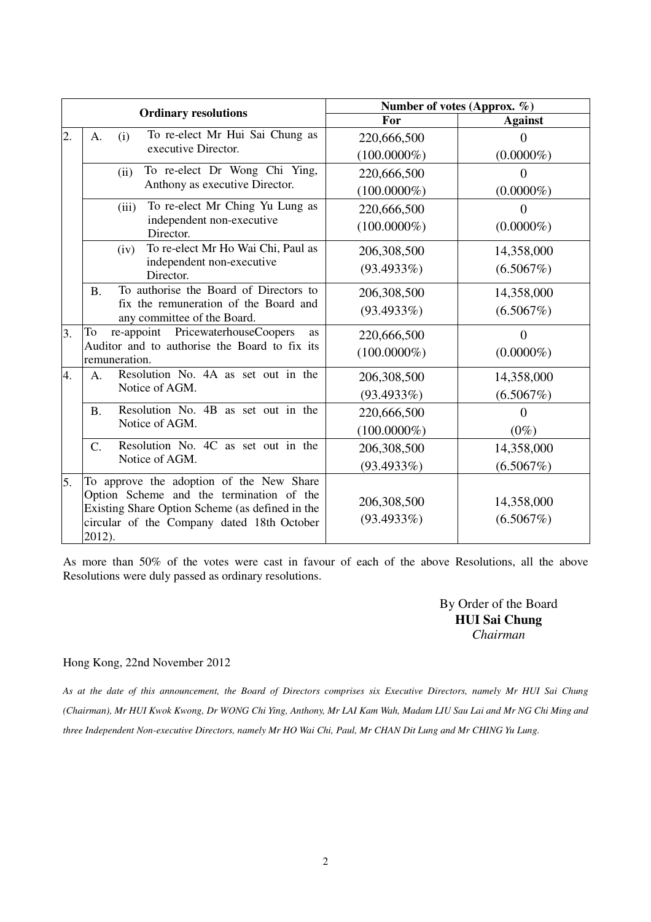| Ordinary resolutions | | | Number of votes (Approx. %) | |
|---|---|---|---|---|
| | | | For | Against |
| 2. | A. | (i) To re-elect Mr Hui Sai Chung as executive Director. | 220,666,500 (100.0000%) | 0 (0.0000%) |
| | | (ii) To re-elect Dr Wong Chi Ying, Anthony as executive Director. | 220,666,500 (100.0000%) | 0 (0.0000%) |
| | | (iii) To re-elect Mr Ching Yu Lung as independent non-executive Director. | 220,666,500 (100.0000%) | 0 (0.0000%) |
| | | (iv) To re-elect Mr Ho Wai Chi, Paul as independent non-executive Director. | 206,308,500 (93.4933%) | 14,358,000 (6.5067%) |
| | B. | To authorise the Board of Directors to fix the remuneration of the Board and any committee of the Board. | 206,308,500 (93.4933%) | 14,358,000 (6.5067%) |
| 3. | | To re-appoint PricewaterhouseCoopers as Auditor and to authorise the Board to fix its remuneration. | 220,666,500 (100.0000%) | 0 (0.0000%) |
| 4. | A. | Resolution No. 4A as set out in the Notice of AGM. | 206,308,500 (93.4933%) | 14,358,000 (6.5067%) |
| | B. | Resolution No. 4B as set out in the Notice of AGM. | 220,666,500 (100.0000%) | 0 (0%) |
| | C. | Resolution No. 4C as set out in the Notice of AGM. | 206,308,500 (93.4933%) | 14,358,000 (6.5067%) |
| 5. | | To approve the adoption of the New Share Option Scheme and the termination of the Existing Share Option Scheme (as defined in the circular of the Company dated 18th October 2012). | 206,308,500 (93.4933%) | 14,358,000 (6.5067%) |

As more than 50% of the votes were cast in favour of each of the above Resolutions, all the above Resolutions were duly passed as ordinary resolutions.

By Order of the Board
**HUI Sai Chung**
*Chairman*

Hong Kong, 22nd November 2012

*As at the date of this announcement, the Board of Directors comprises six Executive Directors, namely Mr HUI Sai Chung (Chairman), Mr HUI Kwok Kwong, Dr WONG Chi Ying, Anthony, Mr LAI Kam Wah, Madam LIU Sau Lai and Mr NG Chi Ming and three Independent Non-executive Directors, namely Mr HO Wai Chi, Paul, Mr CHAN Dit Lung and Mr CHING Yu Lung.*